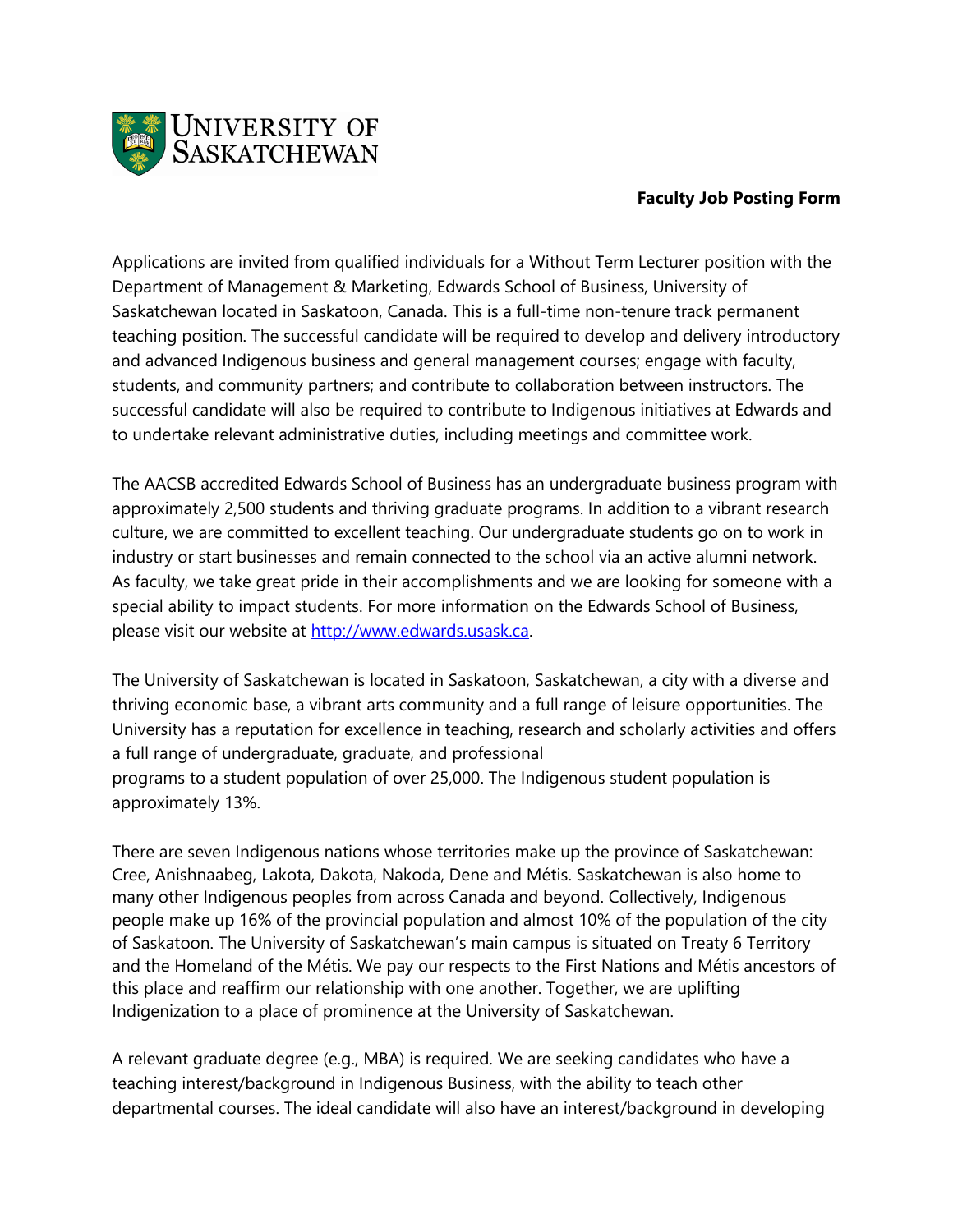UNIVERSITY OF SASKATCHEWAN

**Faculty Job Posting Form**

---

Applications are invited from qualified individuals for a Without Term Lecturer position with the Department of Management & Marketing, Edwards School of Business, University of Saskatchewan located in Saskatoon, Canada. This is a full-time non-tenure track permanent teaching position. The successful candidate will be required to develop and delivery introductory and advanced Indigenous business and general management courses; engage with faculty, students, and community partners; and contribute to collaboration between instructors. The successful candidate will also be required to contribute to Indigenous initiatives at Edwards and to undertake relevant administrative duties, including meetings and committee work.

The AACSB accredited Edwards School of Business has an undergraduate business program with approximately 2,500 students and thriving graduate programs. In addition to a vibrant research culture, we are committed to excellent teaching. Our undergraduate students go on to work in industry or start businesses and remain connected to the school via an active alumni network. As faculty, we take great pride in their accomplishments and we are looking for someone with a special ability to impact students. For more information on the Edwards School of Business, please visit our website at [http://www.edwards.usask.ca](http://www.edwards.usask.ca).

The University of Saskatchewan is located in Saskatoon, Saskatchewan, a city with a diverse and thriving economic base, a vibrant arts community and a full range of leisure opportunities. The University has a reputation for excellence in teaching, research and scholarly activities and offers a full range of undergraduate, graduate, and professional programs to a student population of over 25,000. The Indigenous student population is approximately 13%.

There are seven Indigenous nations whose territories make up the province of Saskatchewan: Cree, Anishnaabeg, Lakota, Dakota, Nakoda, Dene and Métis. Saskatchewan is also home to many other Indigenous peoples from across Canada and beyond. Collectively, Indigenous people make up 16% of the provincial population and almost 10% of the population of the city of Saskatoon. The University of Saskatchewan's main campus is situated on Treaty 6 Territory and the Homeland of the Métis. We pay our respects to the First Nations and Métis ancestors of this place and reaffirm our relationship with one another. Together, we are uplifting Indigenization to a place of prominence at the University of Saskatchewan.

A relevant graduate degree (e.g., MBA) is required. We are seeking candidates who have a teaching interest/background in Indigenous Business, with the ability to teach other departmental courses. The ideal candidate will also have an interest/background in developing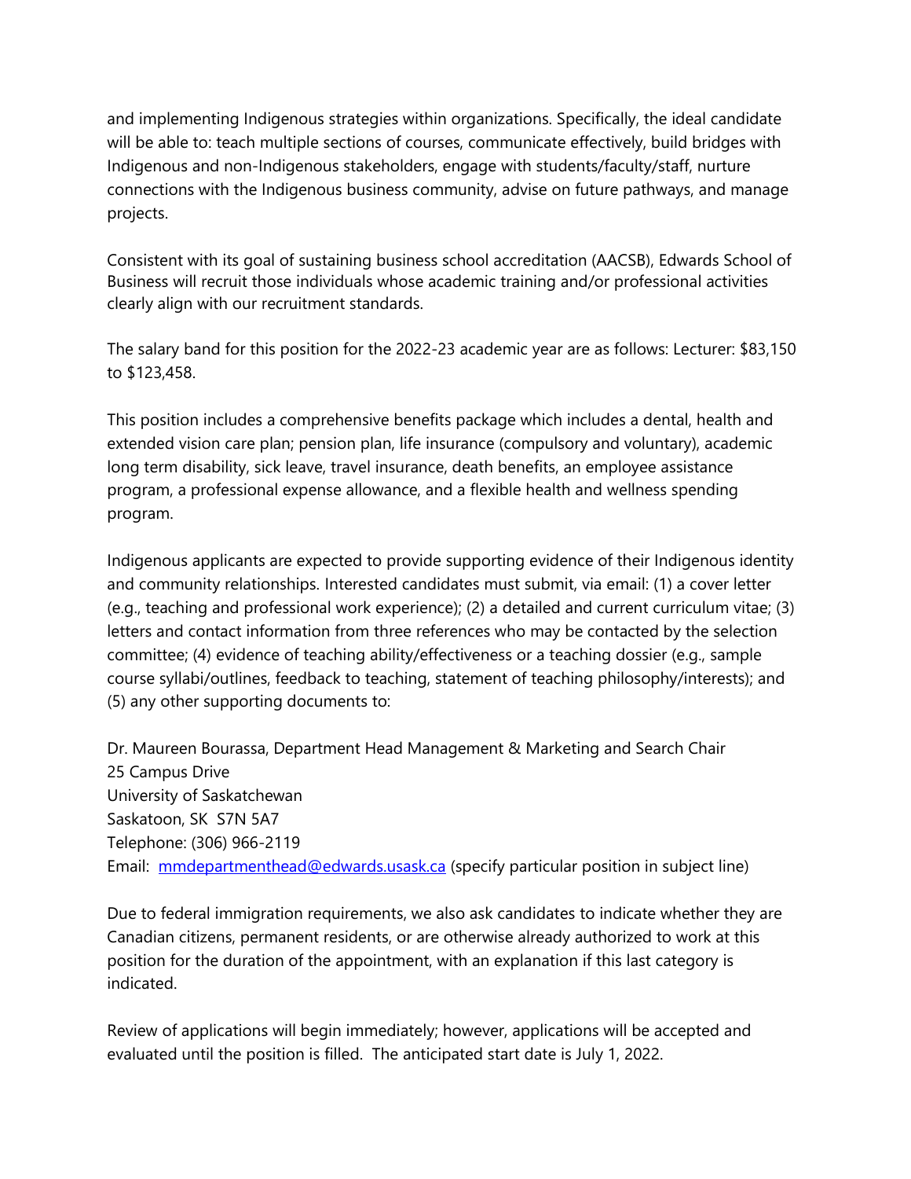and implementing Indigenous strategies within organizations. Specifically, the ideal candidate will be able to: teach multiple sections of courses, communicate effectively, build bridges with Indigenous and non-Indigenous stakeholders, engage with students/faculty/staff, nurture connections with the Indigenous business community, advise on future pathways, and manage projects.

Consistent with its goal of sustaining business school accreditation (AACSB), Edwards School of Business will recruit those individuals whose academic training and/or professional activities clearly align with our recruitment standards.

The salary band for this position for the 2022-23 academic year are as follows: Lecturer: $83,150 to $123,458.

This position includes a comprehensive benefits package which includes a dental, health and extended vision care plan; pension plan, life insurance (compulsory and voluntary), academic long term disability, sick leave, travel insurance, death benefits, an employee assistance program, a professional expense allowance, and a flexible health and wellness spending program.

Indigenous applicants are expected to provide supporting evidence of their Indigenous identity and community relationships. Interested candidates must submit, via email: (1) a cover letter (e.g., teaching and professional work experience); (2) a detailed and current curriculum vitae; (3) letters and contact information from three references who may be contacted by the selection committee; (4) evidence of teaching ability/effectiveness or a teaching dossier (e.g., sample course syllabi/outlines, feedback to teaching, statement of teaching philosophy/interests); and (5) any other supporting documents to:

Dr. Maureen Bourassa, Department Head Management & Marketing and Search Chair
25 Campus Drive
University of Saskatchewan
Saskatoon, SK S7N 5A7
Telephone: (306) 966-2119
Email: [mmdepartmenthead@edwards.usask.ca](mailto:mmdepartmenthead@edwards.usask.ca) (specify particular position in subject line)

Due to federal immigration requirements, we also ask candidates to indicate whether they are Canadian citizens, permanent residents, or are otherwise already authorized to work at this position for the duration of the appointment, with an explanation if this last category is indicated.

Review of applications will begin immediately; however, applications will be accepted and evaluated until the position is filled. The anticipated start date is July 1, 2022.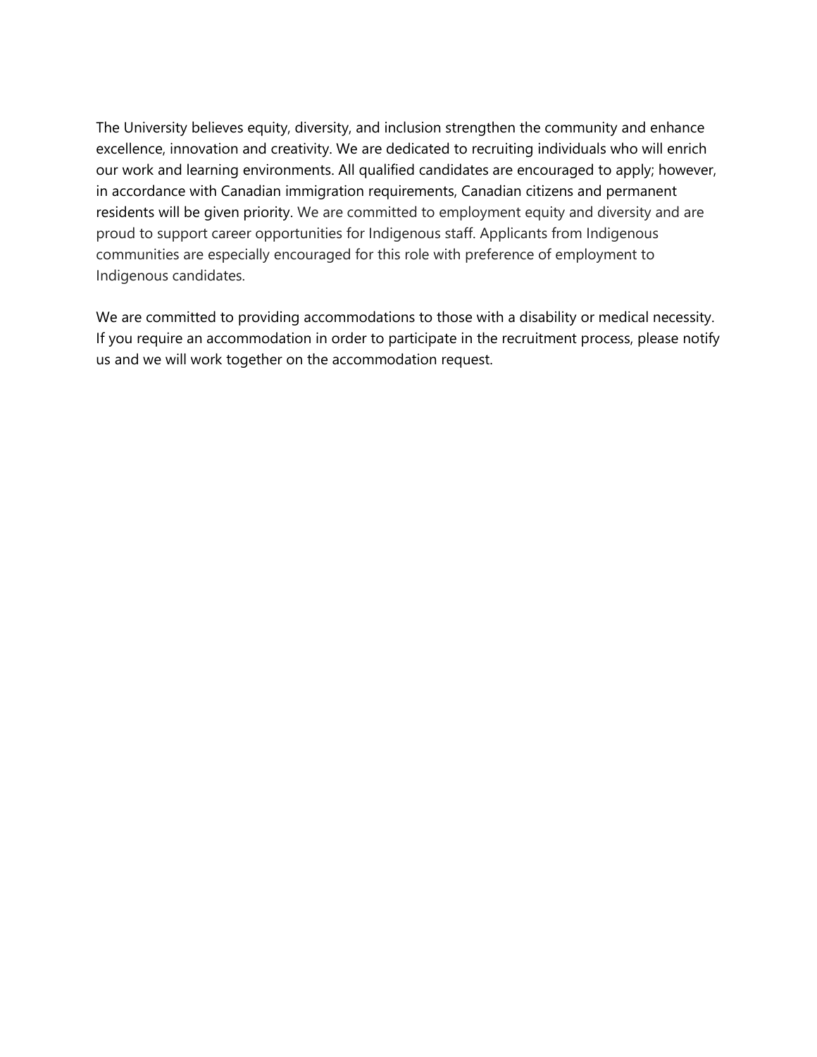The University believes equity, diversity, and inclusion strengthen the community and enhance excellence, innovation and creativity. We are dedicated to recruiting individuals who will enrich our work and learning environments. All qualified candidates are encouraged to apply; however, in accordance with Canadian immigration requirements, Canadian citizens and permanent residents will be given priority. We are committed to employment equity and diversity and are proud to support career opportunities for Indigenous staff. Applicants from Indigenous communities are especially encouraged for this role with preference of employment to Indigenous candidates.

We are committed to providing accommodations to those with a disability or medical necessity. If you require an accommodation in order to participate in the recruitment process, please notify us and we will work together on the accommodation request.